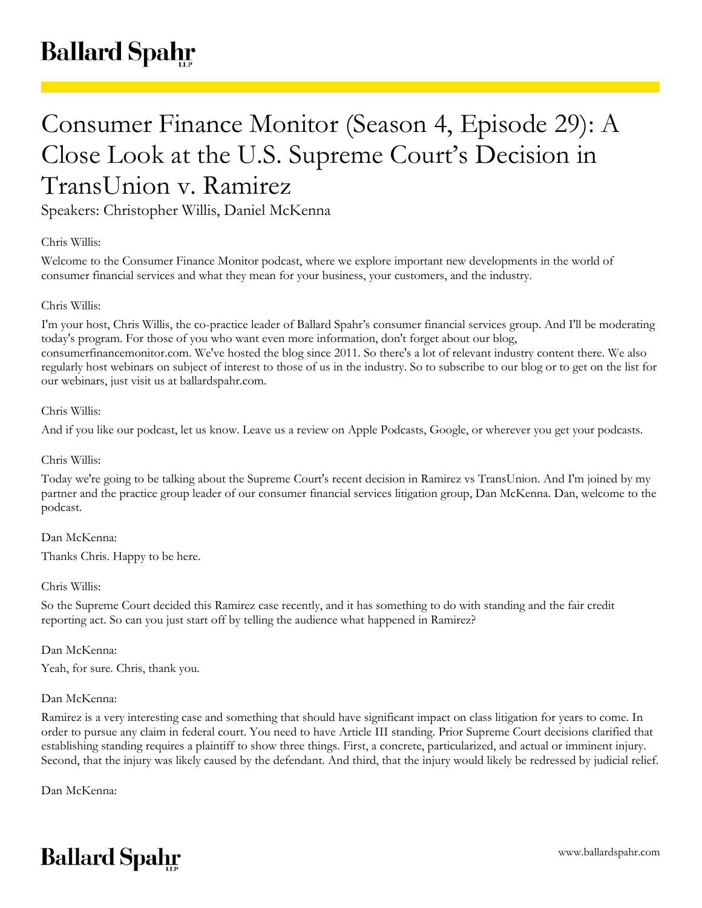# Consumer Finance Monitor (Season 4, Episode 29): A Close Look at the U.S. Supreme Court's Decision in TransUnion v. Ramirez

Speakers: Christopher Willis, Daniel McKenna

Chris Willis:

Welcome to the Consumer Finance Monitor podcast, where we explore important new developments in the world of consumer financial services and what they mean for your business, your customers, and the industry.

Chris Willis:

I'm your host, Chris Willis, the co-practice leader of Ballard Spahr's consumer financial services group. And I'll be moderating today's program. For those of you who want even more information, don't forget about our blog, consumerfinancemonitor.com. We've hosted the blog since 2011. So there's a lot of relevant industry content there. We also regularly host webinars on subject of interest to those of us in the industry. So to subscribe to our blog or to get on the list for our webinars, just visit us at ballardspahr.com.

Chris Willis:

And if you like our podcast, let us know. Leave us a review on Apple Podcasts, Google, or wherever you get your podcasts.

Chris Willis:

Today we're going to be talking about the Supreme Court's recent decision in Ramirez vs TransUnion. And I'm joined by my partner and the practice group leader of our consumer financial services litigation group, Dan McKenna. Dan, welcome to the podcast.

Dan McKenna:

Thanks Chris. Happy to be here.

Chris Willis:

So the Supreme Court decided this Ramirez case recently, and it has something to do with standing and the fair credit reporting act. So can you just start off by telling the audience what happened in Ramirez?

Dan McKenna:

Yeah, for sure. Chris, thank you.

Dan McKenna:

Ramirez is a very interesting case and something that should have significant impact on class litigation for years to come. In order to pursue any claim in federal court. You need to have Article III standing. Prior Supreme Court decisions clarified that establishing standing requires a plaintiff to show three things. First, a concrete, particularized, and actual or imminent injury. Second, that the injury was likely caused by the defendant. And third, that the injury would likely be redressed by judicial relief.

Dan McKenna: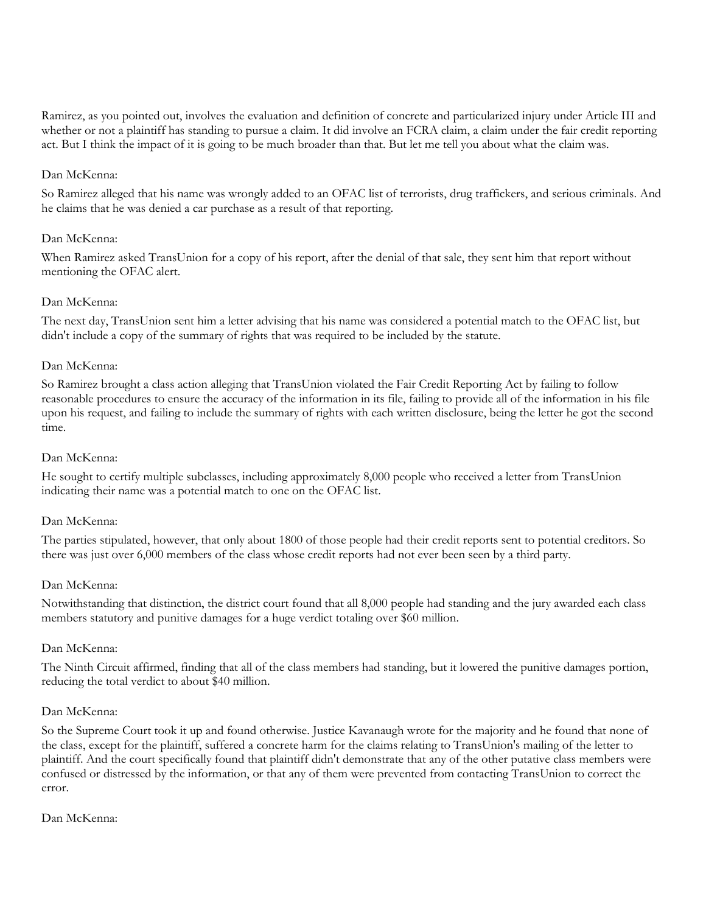Ramirez, as you pointed out, involves the evaluation and definition of concrete and particularized injury under Article III and whether or not a plaintiff has standing to pursue a claim. It did involve an FCRA claim, a claim under the fair credit reporting act. But I think the impact of it is going to be much broader than that. But let me tell you about what the claim was.

Dan McKenna:

So Ramirez alleged that his name was wrongly added to an OFAC list of terrorists, drug traffickers, and serious criminals. And he claims that he was denied a car purchase as a result of that reporting.

Dan McKenna:

When Ramirez asked TransUnion for a copy of his report, after the denial of that sale, they sent him that report without mentioning the OFAC alert.

Dan McKenna:

The next day, TransUnion sent him a letter advising that his name was considered a potential match to the OFAC list, but didn't include a copy of the summary of rights that was required to be included by the statute.

Dan McKenna:

So Ramirez brought a class action alleging that TransUnion violated the Fair Credit Reporting Act by failing to follow reasonable procedures to ensure the accuracy of the information in its file, failing to provide all of the information in his file upon his request, and failing to include the summary of rights with each written disclosure, being the letter he got the second time.

Dan McKenna:

He sought to certify multiple subclasses, including approximately 8,000 people who received a letter from TransUnion indicating their name was a potential match to one on the OFAC list.

Dan McKenna:

The parties stipulated, however, that only about 1800 of those people had their credit reports sent to potential creditors. So there was just over 6,000 members of the class whose credit reports had not ever been seen by a third party.

Dan McKenna:

Notwithstanding that distinction, the district court found that all 8,000 people had standing and the jury awarded each class members statutory and punitive damages for a huge verdict totaling over $60 million.

Dan McKenna:

The Ninth Circuit affirmed, finding that all of the class members had standing, but it lowered the punitive damages portion, reducing the total verdict to about $40 million.

Dan McKenna:

So the Supreme Court took it up and found otherwise. Justice Kavanaugh wrote for the majority and he found that none of the class, except for the plaintiff, suffered a concrete harm for the claims relating to TransUnion's mailing of the letter to plaintiff. And the court specifically found that plaintiff didn't demonstrate that any of the other putative class members were confused or distressed by the information, or that any of them were prevented from contacting TransUnion to correct the error.

Dan McKenna: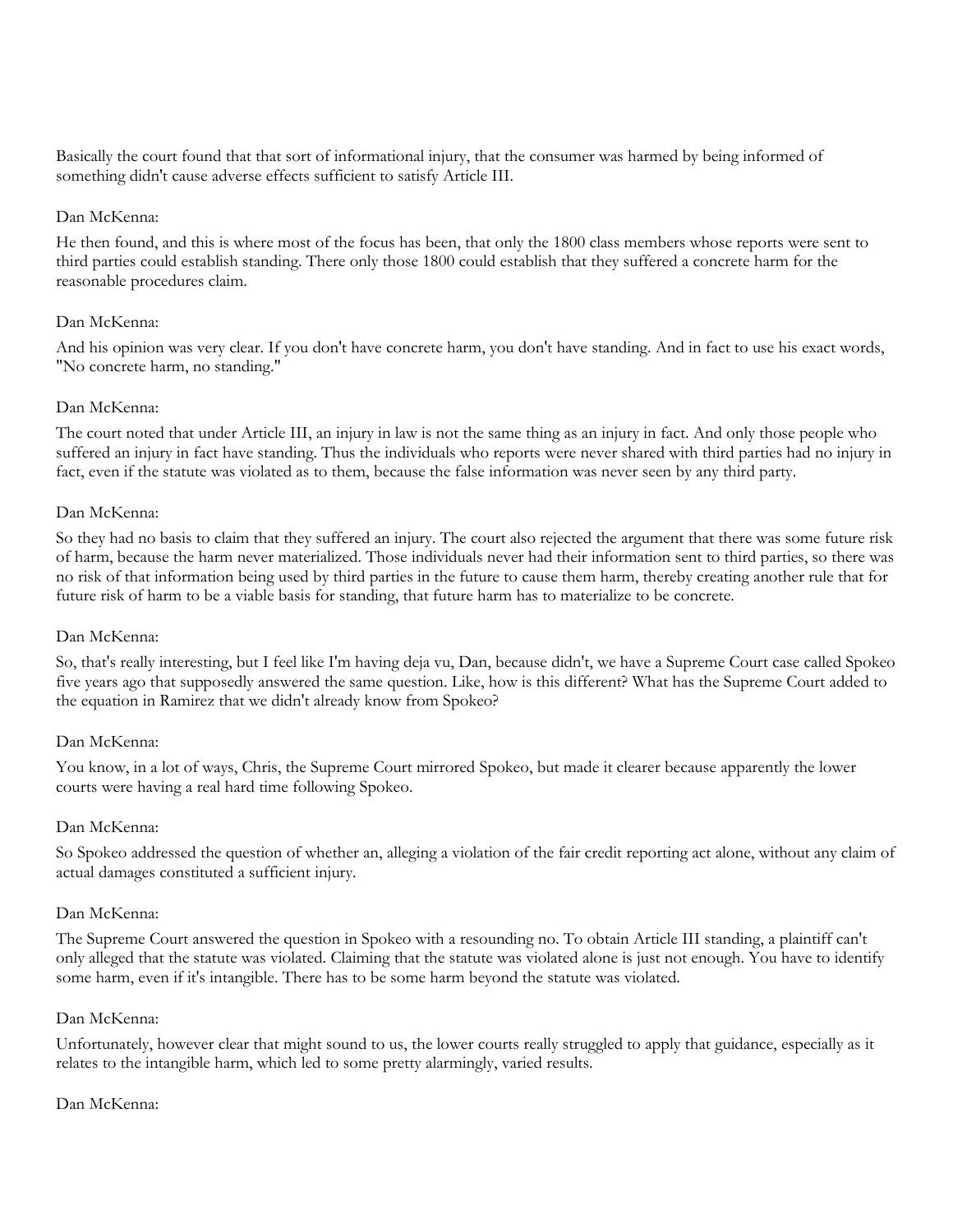Basically the court found that that sort of informational injury, that the consumer was harmed by being informed of something didn't cause adverse effects sufficient to satisfy Article III.

Dan McKenna:

He then found, and this is where most of the focus has been, that only the 1800 class members whose reports were sent to third parties could establish standing. There only those 1800 could establish that they suffered a concrete harm for the reasonable procedures claim.

Dan McKenna:

And his opinion was very clear. If you don't have concrete harm, you don't have standing. And in fact to use his exact words, "No concrete harm, no standing."

Dan McKenna:

The court noted that under Article III, an injury in law is not the same thing as an injury in fact. And only those people who suffered an injury in fact have standing. Thus the individuals who reports were never shared with third parties had no injury in fact, even if the statute was violated as to them, because the false information was never seen by any third party.

Dan McKenna:

So they had no basis to claim that they suffered an injury. The court also rejected the argument that there was some future risk of harm, because the harm never materialized. Those individuals never had their information sent to third parties, so there was no risk of that information being used by third parties in the future to cause them harm, thereby creating another rule that for future risk of harm to be a viable basis for standing, that future harm has to materialize to be concrete.

Dan McKenna:

So, that's really interesting, but I feel like I'm having deja vu, Dan, because didn't, we have a Supreme Court case called Spokeo five years ago that supposedly answered the same question. Like, how is this different? What has the Supreme Court added to the equation in Ramirez that we didn't already know from Spokeo?

Dan McKenna:

You know, in a lot of ways, Chris, the Supreme Court mirrored Spokeo, but made it clearer because apparently the lower courts were having a real hard time following Spokeo.

Dan McKenna:

So Spokeo addressed the question of whether an, alleging a violation of the fair credit reporting act alone, without any claim of actual damages constituted a sufficient injury.

Dan McKenna:

The Supreme Court answered the question in Spokeo with a resounding no. To obtain Article III standing, a plaintiff can't only alleged that the statute was violated. Claiming that the statute was violated alone is just not enough. You have to identify some harm, even if it's intangible. There has to be some harm beyond the statute was violated.

Dan McKenna:

Unfortunately, however clear that might sound to us, the lower courts really struggled to apply that guidance, especially as it relates to the intangible harm, which led to some pretty alarmingly, varied results.

Dan McKenna: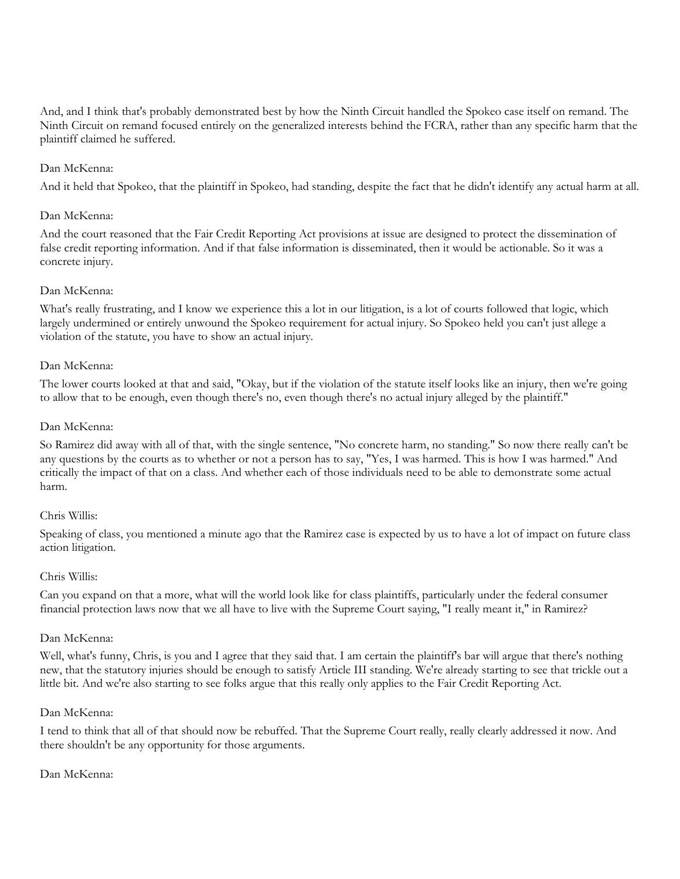And, and I think that's probably demonstrated best by how the Ninth Circuit handled the Spokeo case itself on remand. The Ninth Circuit on remand focused entirely on the generalized interests behind the FCRA, rather than any specific harm that the plaintiff claimed he suffered.

Dan McKenna:

And it held that Spokeo, that the plaintiff in Spokeo, had standing, despite the fact that he didn't identify any actual harm at all.

Dan McKenna:

And the court reasoned that the Fair Credit Reporting Act provisions at issue are designed to protect the dissemination of false credit reporting information. And if that false information is disseminated, then it would be actionable. So it was a concrete injury.

Dan McKenna:

What's really frustrating, and I know we experience this a lot in our litigation, is a lot of courts followed that logic, which largely undermined or entirely unwound the Spokeo requirement for actual injury. So Spokeo held you can't just allege a violation of the statute, you have to show an actual injury.

Dan McKenna:

The lower courts looked at that and said, "Okay, but if the violation of the statute itself looks like an injury, then we're going to allow that to be enough, even though there's no, even though there's no actual injury alleged by the plaintiff."

Dan McKenna:

So Ramirez did away with all of that, with the single sentence, "No concrete harm, no standing." So now there really can't be any questions by the courts as to whether or not a person has to say, "Yes, I was harmed. This is how I was harmed." And critically the impact of that on a class. And whether each of those individuals need to be able to demonstrate some actual harm.

Chris Willis:

Speaking of class, you mentioned a minute ago that the Ramirez case is expected by us to have a lot of impact on future class action litigation.

Chris Willis:

Can you expand on that a more, what will the world look like for class plaintiffs, particularly under the federal consumer financial protection laws now that we all have to live with the Supreme Court saying, "I really meant it," in Ramirez?

Dan McKenna:

Well, what's funny, Chris, is you and I agree that they said that. I am certain the plaintiff's bar will argue that there's nothing new, that the statutory injuries should be enough to satisfy Article III standing. We're already starting to see that trickle out a little bit. And we're also starting to see folks argue that this really only applies to the Fair Credit Reporting Act.

Dan McKenna:

I tend to think that all of that should now be rebuffed. That the Supreme Court really, really clearly addressed it now. And there shouldn't be any opportunity for those arguments.

Dan McKenna: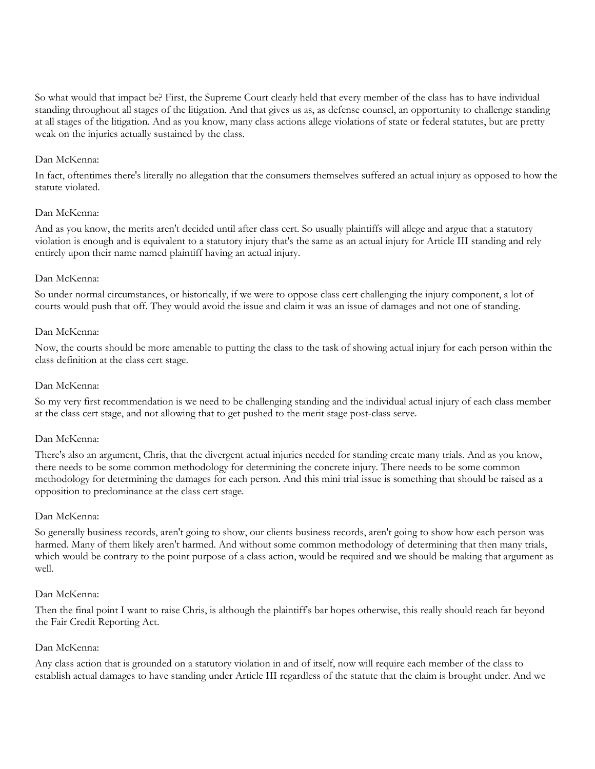So what would that impact be? First, the Supreme Court clearly held that every member of the class has to have individual standing throughout all stages of the litigation. And that gives us as, as defense counsel, an opportunity to challenge standing at all stages of the litigation. And as you know, many class actions allege violations of state or federal statutes, but are pretty weak on the injuries actually sustained by the class.

Dan McKenna:

In fact, oftentimes there's literally no allegation that the consumers themselves suffered an actual injury as opposed to how the statute violated.

Dan McKenna:

And as you know, the merits aren't decided until after class cert. So usually plaintiffs will allege and argue that a statutory violation is enough and is equivalent to a statutory injury that's the same as an actual injury for Article III standing and rely entirely upon their name named plaintiff having an actual injury.

Dan McKenna:

So under normal circumstances, or historically, if we were to oppose class cert challenging the injury component, a lot of courts would push that off. They would avoid the issue and claim it was an issue of damages and not one of standing.

Dan McKenna:

Now, the courts should be more amenable to putting the class to the task of showing actual injury for each person within the class definition at the class cert stage.

Dan McKenna:

So my very first recommendation is we need to be challenging standing and the individual actual injury of each class member at the class cert stage, and not allowing that to get pushed to the merit stage post-class serve.

Dan McKenna:

There's also an argument, Chris, that the divergent actual injuries needed for standing create many trials. And as you know, there needs to be some common methodology for determining the concrete injury. There needs to be some common methodology for determining the damages for each person. And this mini trial issue is something that should be raised as a opposition to predominance at the class cert stage.

Dan McKenna:

So generally business records, aren't going to show, our clients business records, aren't going to show how each person was harmed. Many of them likely aren't harmed. And without some common methodology of determining that then many trials, which would be contrary to the point purpose of a class action, would be required and we should be making that argument as well.

Dan McKenna:

Then the final point I want to raise Chris, is although the plaintiff's bar hopes otherwise, this really should reach far beyond the Fair Credit Reporting Act.

Dan McKenna:

Any class action that is grounded on a statutory violation in and of itself, now will require each member of the class to establish actual damages to have standing under Article III regardless of the statute that the claim is brought under. And we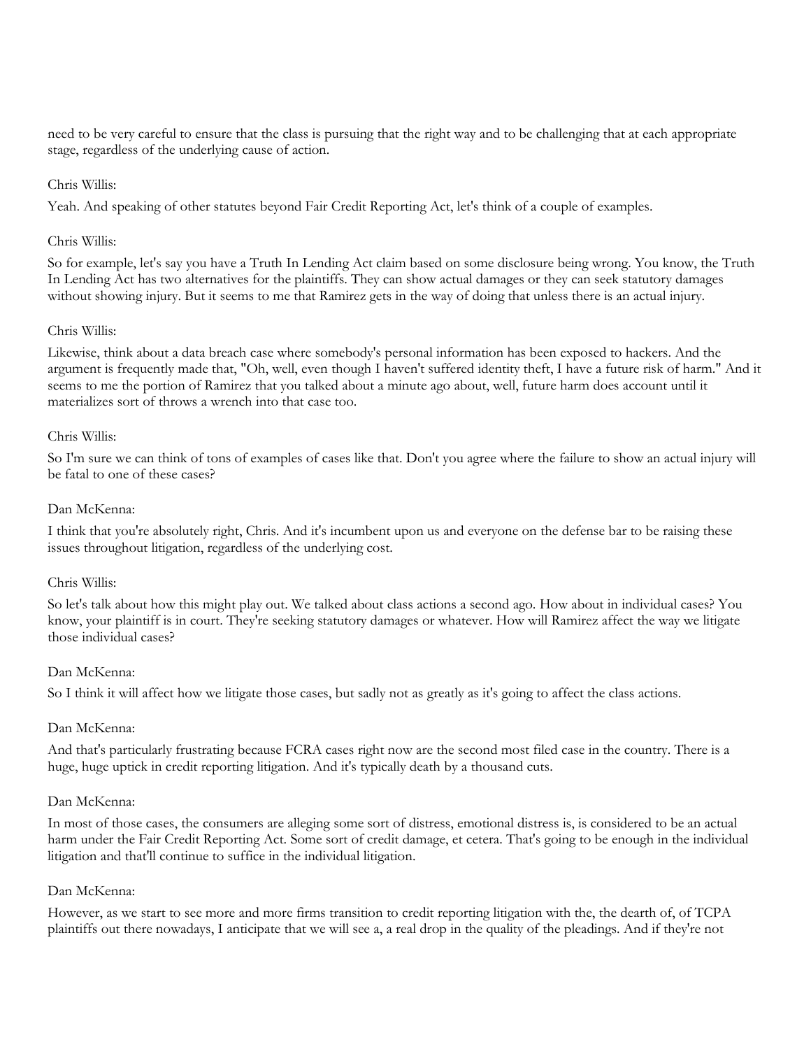need to be very careful to ensure that the class is pursuing that the right way and to be challenging that at each appropriate stage, regardless of the underlying cause of action.

Chris Willis:

Yeah. And speaking of other statutes beyond Fair Credit Reporting Act, let's think of a couple of examples.

Chris Willis:

So for example, let's say you have a Truth In Lending Act claim based on some disclosure being wrong. You know, the Truth In Lending Act has two alternatives for the plaintiffs. They can show actual damages or they can seek statutory damages without showing injury. But it seems to me that Ramirez gets in the way of doing that unless there is an actual injury.

Chris Willis:

Likewise, think about a data breach case where somebody's personal information has been exposed to hackers. And the argument is frequently made that, "Oh, well, even though I haven't suffered identity theft, I have a future risk of harm." And it seems to me the portion of Ramirez that you talked about a minute ago about, well, future harm does account until it materializes sort of throws a wrench into that case too.

Chris Willis:

So I'm sure we can think of tons of examples of cases like that. Don't you agree where the failure to show an actual injury will be fatal to one of these cases?

Dan McKenna:

I think that you're absolutely right, Chris. And it's incumbent upon us and everyone on the defense bar to be raising these issues throughout litigation, regardless of the underlying cost.

Chris Willis:

So let's talk about how this might play out. We talked about class actions a second ago. How about in individual cases? You know, your plaintiff is in court. They're seeking statutory damages or whatever. How will Ramirez affect the way we litigate those individual cases?

Dan McKenna:

So I think it will affect how we litigate those cases, but sadly not as greatly as it's going to affect the class actions.

Dan McKenna:

And that's particularly frustrating because FCRA cases right now are the second most filed case in the country. There is a huge, huge uptick in credit reporting litigation. And it's typically death by a thousand cuts.

Dan McKenna:

In most of those cases, the consumers are alleging some sort of distress, emotional distress is, is considered to be an actual harm under the Fair Credit Reporting Act. Some sort of credit damage, et cetera. That's going to be enough in the individual litigation and that'll continue to suffice in the individual litigation.

Dan McKenna:

However, as we start to see more and more firms transition to credit reporting litigation with the, the dearth of, of TCPA plaintiffs out there nowadays, I anticipate that we will see a, a real drop in the quality of the pleadings. And if they're not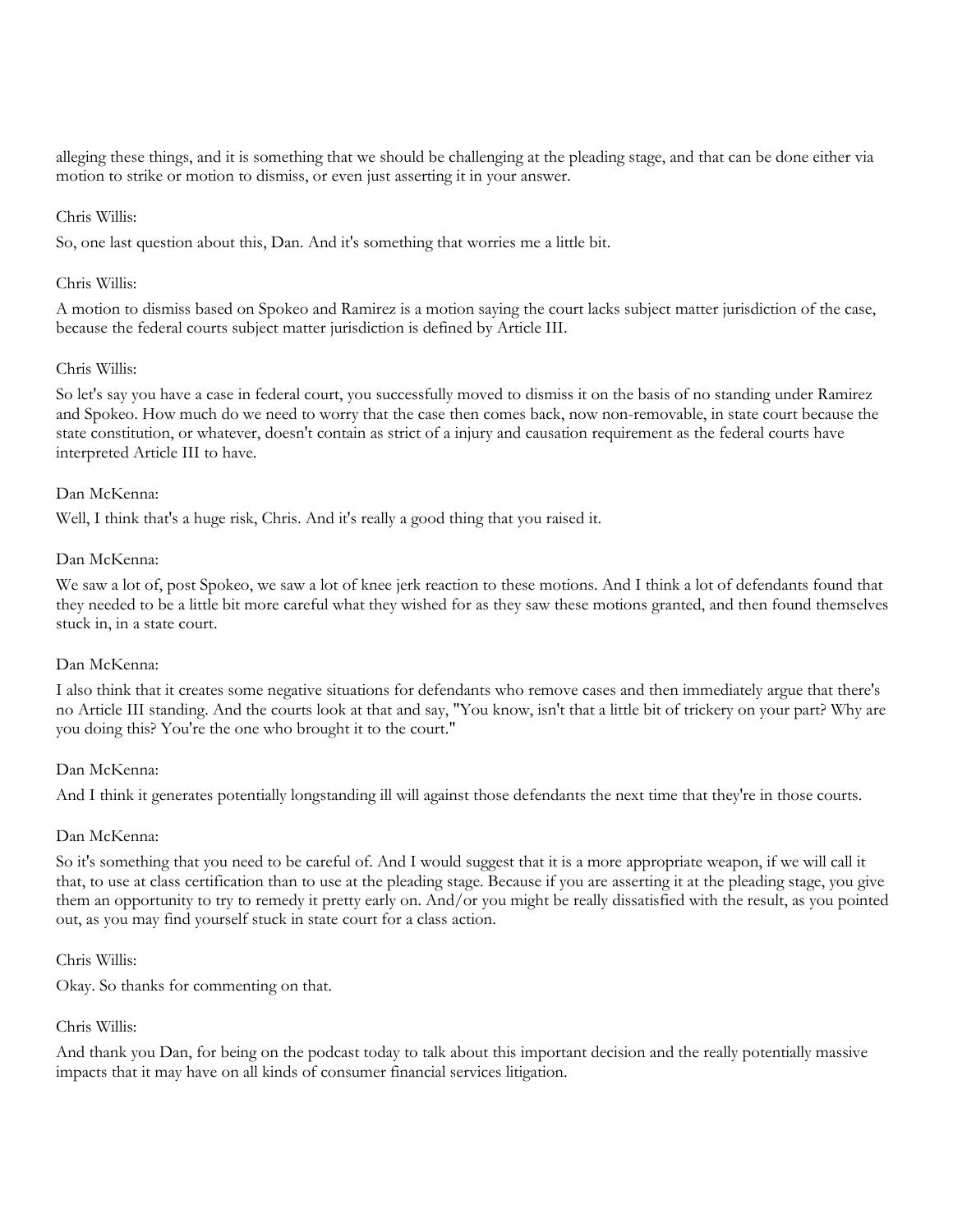alleging these things, and it is something that we should be challenging at the pleading stage, and that can be done either via motion to strike or motion to dismiss, or even just asserting it in your answer.

Chris Willis:

So, one last question about this, Dan. And it's something that worries me a little bit.

Chris Willis:

A motion to dismiss based on Spokeo and Ramirez is a motion saying the court lacks subject matter jurisdiction of the case, because the federal courts subject matter jurisdiction is defined by Article III.

Chris Willis:

So let's say you have a case in federal court, you successfully moved to dismiss it on the basis of no standing under Ramirez and Spokeo. How much do we need to worry that the case then comes back, now non-removable, in state court because the state constitution, or whatever, doesn't contain as strict of a injury and causation requirement as the federal courts have interpreted Article III to have.

Dan McKenna:

Well, I think that's a huge risk, Chris. And it's really a good thing that you raised it.

Dan McKenna:

We saw a lot of, post Spokeo, we saw a lot of knee jerk reaction to these motions. And I think a lot of defendants found that they needed to be a little bit more careful what they wished for as they saw these motions granted, and then found themselves stuck in, in a state court.

Dan McKenna:

I also think that it creates some negative situations for defendants who remove cases and then immediately argue that there's no Article III standing. And the courts look at that and say, "You know, isn't that a little bit of trickery on your part? Why are you doing this? You're the one who brought it to the court."

Dan McKenna:

And I think it generates potentially longstanding ill will against those defendants the next time that they're in those courts.

Dan McKenna:

So it's something that you need to be careful of. And I would suggest that it is a more appropriate weapon, if we will call it that, to use at class certification than to use at the pleading stage. Because if you are asserting it at the pleading stage, you give them an opportunity to try to remedy it pretty early on. And/or you might be really dissatisfied with the result, as you pointed out, as you may find yourself stuck in state court for a class action.

Chris Willis:

Okay. So thanks for commenting on that.

Chris Willis:

And thank you Dan, for being on the podcast today to talk about this important decision and the really potentially massive impacts that it may have on all kinds of consumer financial services litigation.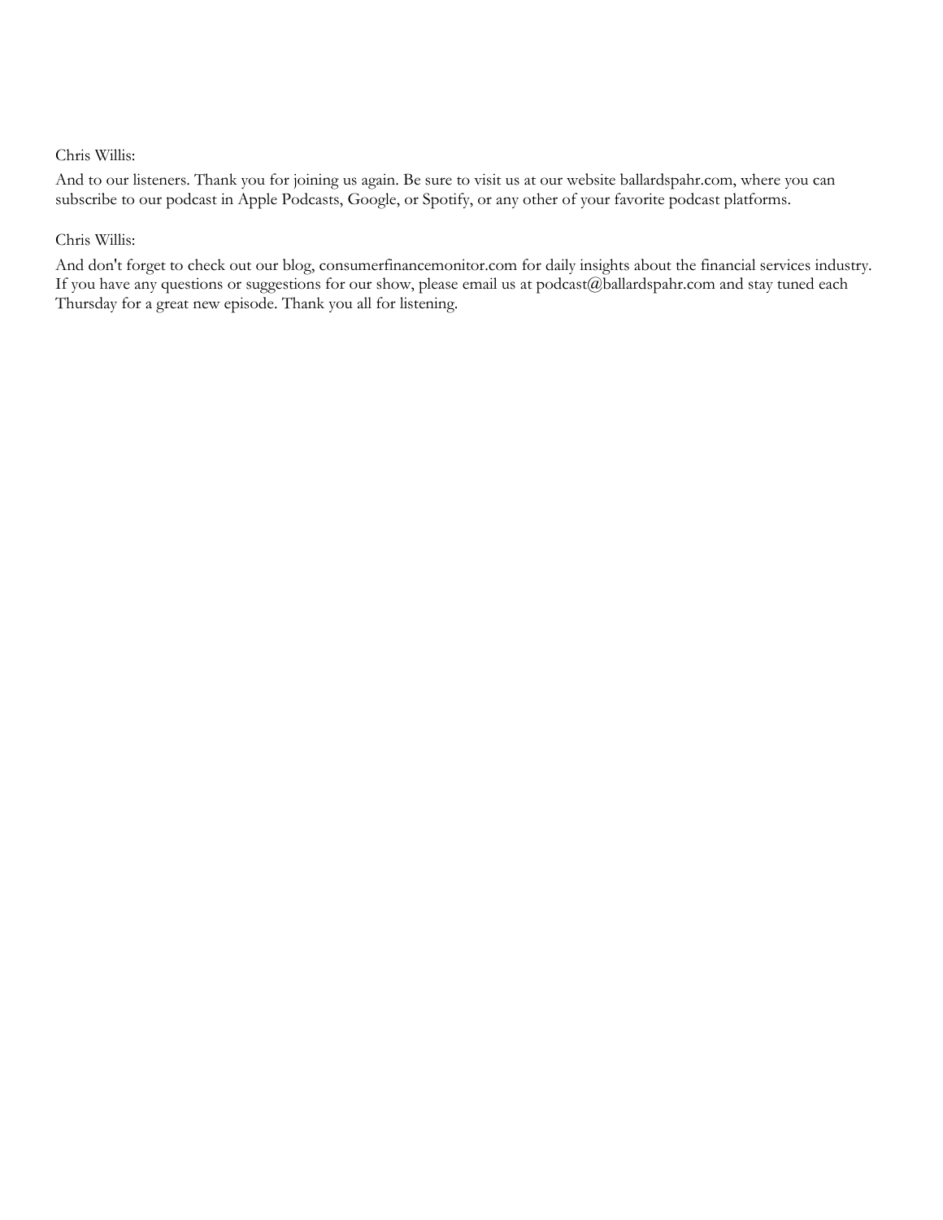Chris Willis:

And to our listeners. Thank you for joining us again. Be sure to visit us at our website ballardspahr.com, where you can subscribe to our podcast in Apple Podcasts, Google, or Spotify, or any other of your favorite podcast platforms.

Chris Willis:

And don't forget to check out our blog, consumerfinancemonitor.com for daily insights about the financial services industry. If you have any questions or suggestions for our show, please email us at podcast@ballardspahr.com and stay tuned each Thursday for a great new episode. Thank you all for listening.